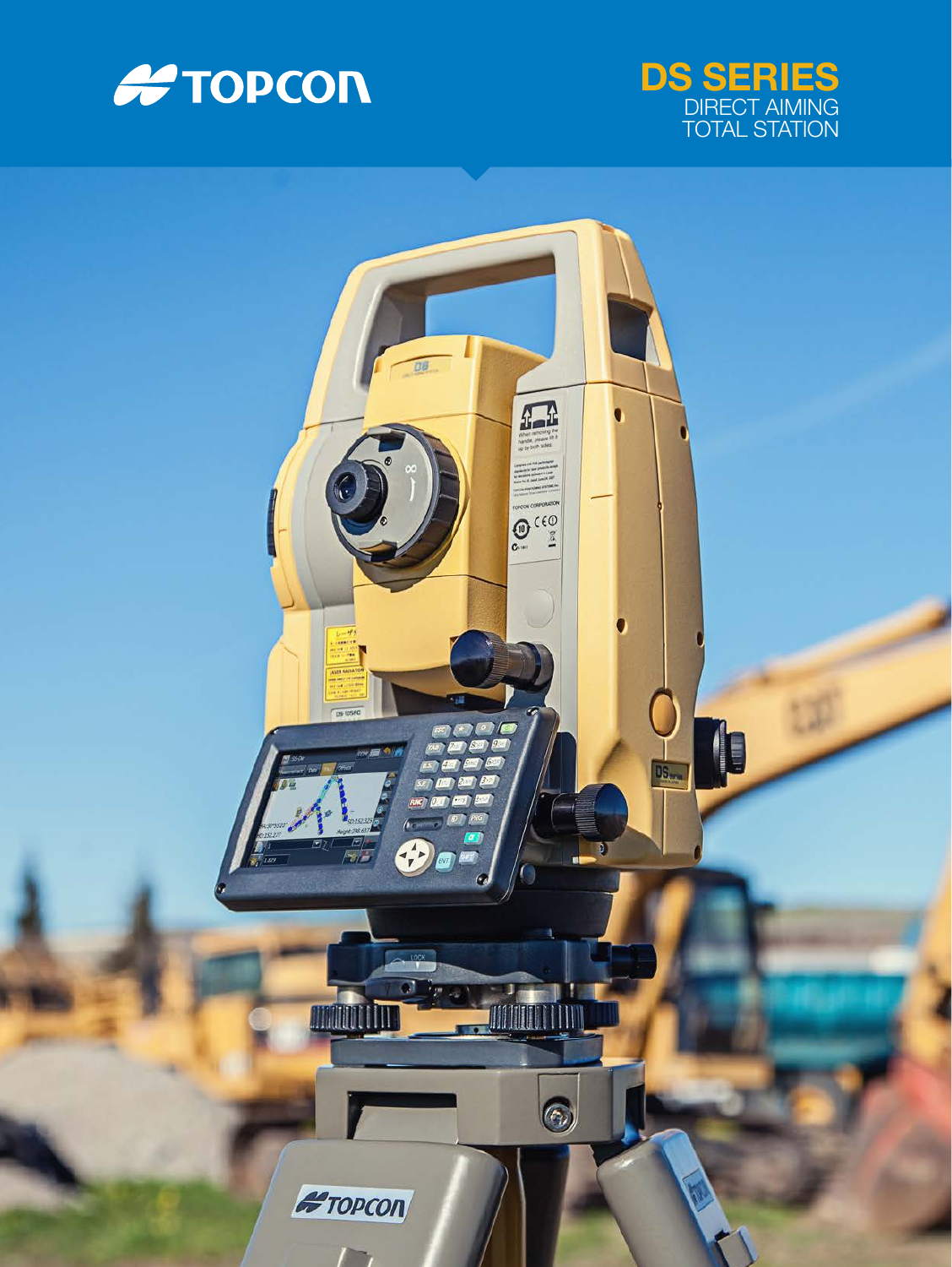TOPCON

# DS SERIES

DIRECT AIMING TOTAL STATION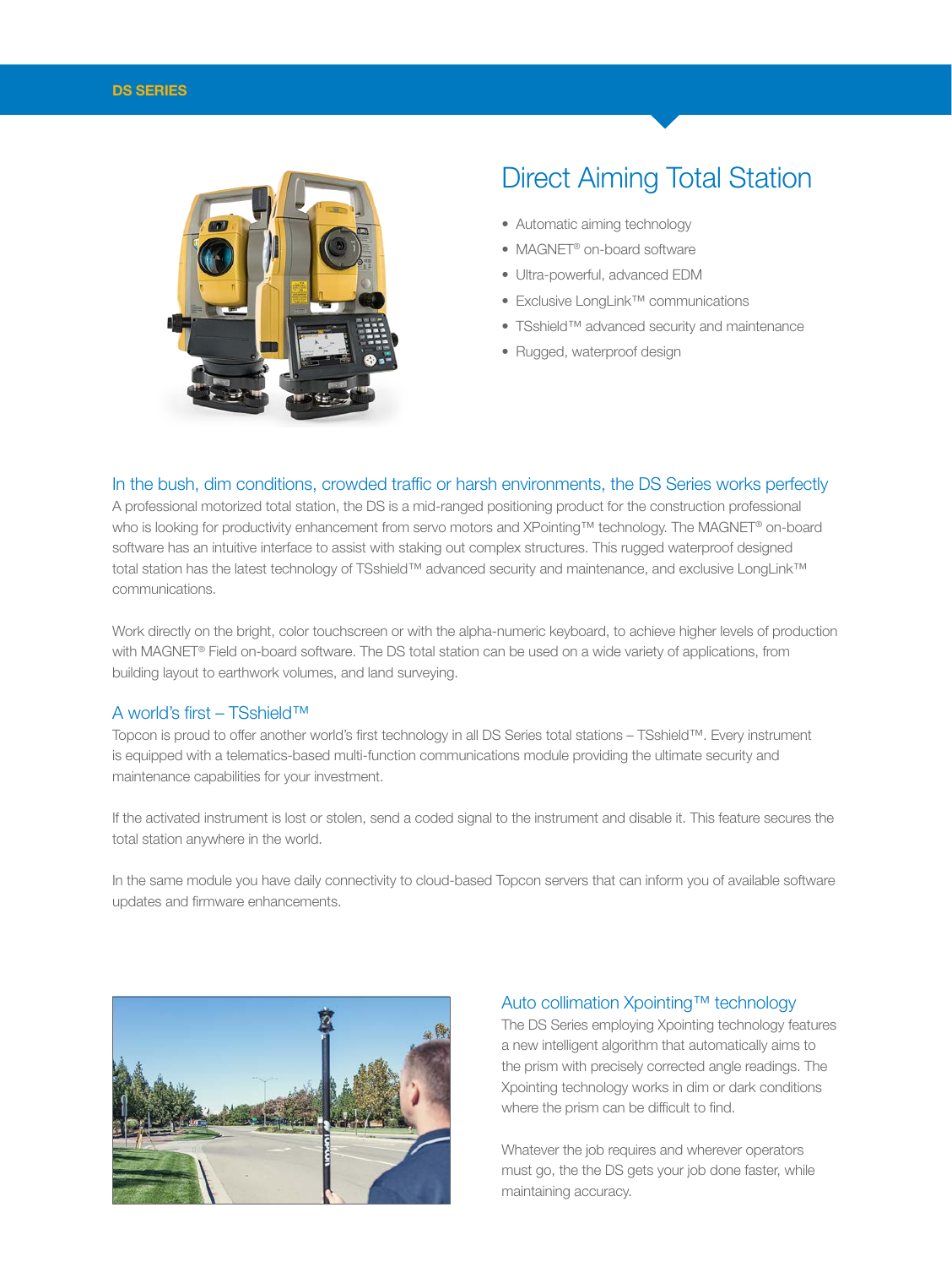DS SERIES

# Direct Aiming Total Station

- Automatic aiming technology
- MAGNET® on-board software
- Ultra-powerful, advanced EDM
- Exclusive LongLink™ communications
- TSshield™ advanced security and maintenance
- Rugged, waterproof design

## In the bush, dim conditions, crowded traffic or harsh environments, the DS Series works perfectly

A professional motorized total station, the DS is a mid-ranged positioning product for the construction professional who is looking for productivity enhancement from servo motors and XPointing™ technology. The MAGNET® on-board software has an intuitive interface to assist with staking out complex structures. This rugged waterproof designed total station has the latest technology of TSshield™ advanced security and maintenance, and exclusive LongLink™ communications.

Work directly on the bright, color touchscreen or with the alpha-numeric keyboard, to achieve higher levels of production with MAGNET® Field on-board software. The DS total station can be used on a wide variety of applications, from building layout to earthwork volumes, and land surveying.

## A world's first – TSshield™

Topcon is proud to offer another world's first technology in all DS Series total stations – TSshield™. Every instrument is equipped with a telematics-based multi-function communications module providing the ultimate security and maintenance capabilities for your investment.

If the activated instrument is lost or stolen, send a coded signal to the instrument and disable it. This feature secures the total station anywhere in the world.

In the same module you have daily connectivity to cloud-based Topcon servers that can inform you of available software updates and firmware enhancements.

## Auto collimation Xpointing™ technology

The DS Series employing Xpointing technology features a new intelligent algorithm that automatically aims to the prism with precisely corrected angle readings. The Xpointing technology works in dim or dark conditions where the prism can be difficult to find.

Whatever the job requires and wherever operators must go, the the DS gets your job done faster, while maintaining accuracy.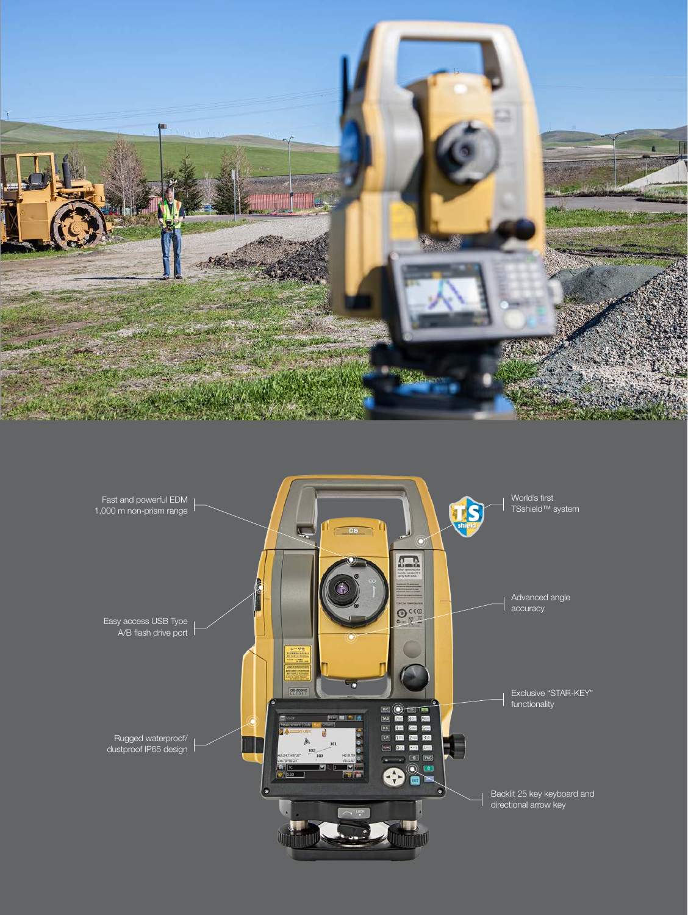Fast and powerful EDM
1,000 m non-prism range

World's first
TSshield™ system

Advanced angle
accuracy

Easy access USB Type
A/B flash drive port

Exclusive "STAR-KEY"
functionality

Rugged waterproof/
dustproof IP65 design

Backlit 25 key keyboard and
directional arrow key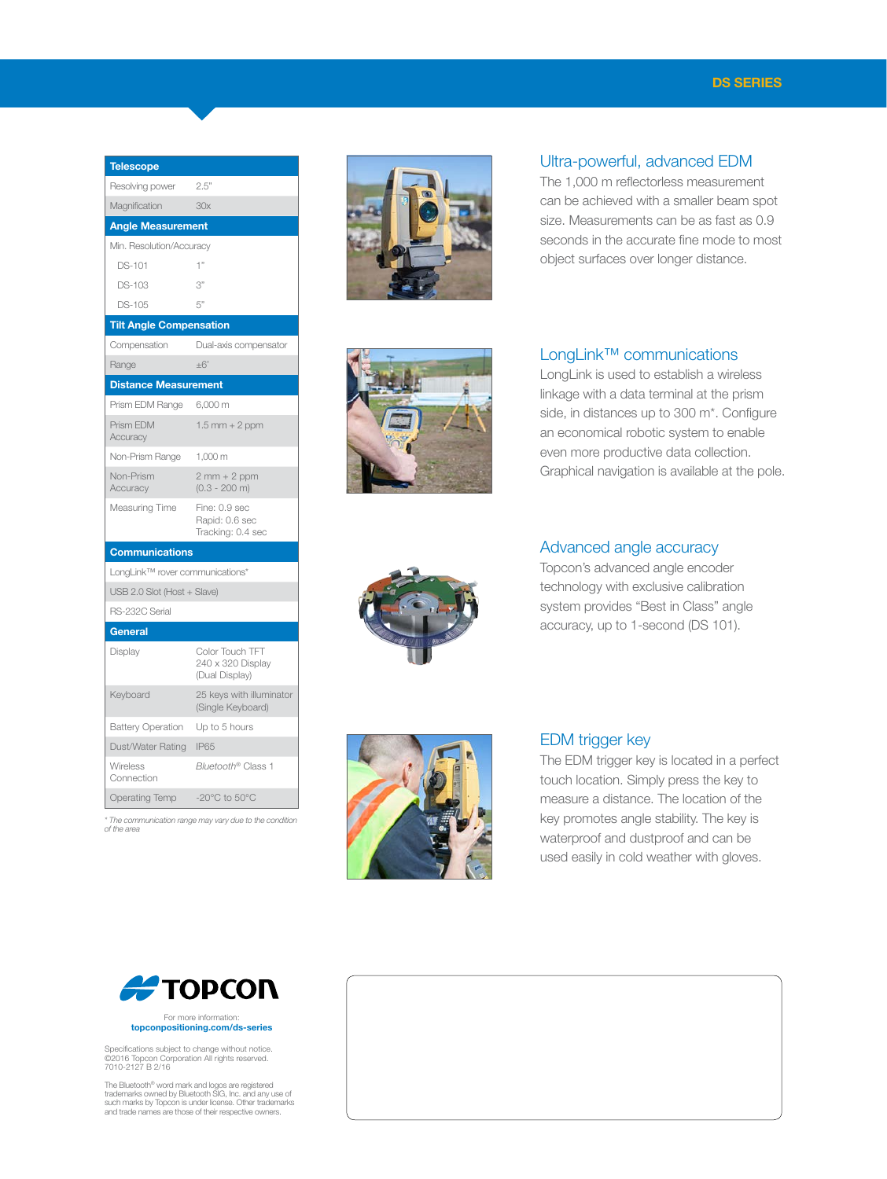DS SERIES

| | |
|---|---|
| **Telescope** | |
| Resolving power | 2.5" |
| Magnification | 30x |
| **Angle Measurement** | |
| Min. Resolution/Accuracy | |
| DS-101 | 1" |
| DS-103 | 3" |
| DS-105 | 5" |
| **Tilt Angle Compensation** | |
| Compensation | Dual-axis compensator |
| Range | ±6' |
| **Distance Measurement** | |
| Prism EDM Range | 6,000 m |
| Prism EDM Accuracy | 1.5 mm + 2 ppm |
| Non-Prism Range | 1,000 m |
| Non-Prism Accuracy | 2 mm + 2 ppm (0.3 - 200 m) |
| Measuring Time | Fine: 0.9 sec<br>Rapid: 0.6 sec<br>Tracking: 0.4 sec |
| **Communications** | |
| LongLink™ rover communications* | |
| USB 2.0 Slot (Host + Slave) | |
| RS-232C Serial | |
| **General** | |
| Display | Color Touch TFT 240 x 320 Display (Dual Display) |
| Keyboard | 25 keys with illuminator (Single Keyboard) |
| Battery Operation | Up to 5 hours |
| Dust/Water Rating | IP65 |
| Wireless Connection | *Bluetooth*® Class 1 |
| Operating Temp | -20°C to 50°C |

*\* The communication range may vary due to the condition of the area*

## Ultra-powerful, advanced EDM

The 1,000 m reflectorless measurement can be achieved with a smaller beam spot size. Measurements can be as fast as 0.9 seconds in the accurate fine mode to most object surfaces over longer distance.

## LongLink™ communications

LongLink is used to establish a wireless linkage with a data terminal at the prism side, in distances up to 300 m*. Configure an economical robotic system to enable even more productive data collection. Graphical navigation is available at the pole.

## Advanced angle accuracy

Topcon's advanced angle encoder technology with exclusive calibration system provides "Best in Class" angle accuracy, up to 1-second (DS 101).

## EDM trigger key

The EDM trigger key is located in a perfect touch location. Simply press the key to measure a distance. The location of the key promotes angle stability. The key is waterproof and dustproof and can be used easily in cold weather with gloves.

TOPCON

For more information:
**topconpositioning.com/ds-series**

Specifications subject to change without notice.
©2016 Topcon Corporation All rights reserved.
7010-2127 B 2/16

The Bluetooth® word mark and logos are registered trademarks owned by Bluetooth SIG, Inc. and any use of such marks by Topcon is under license. Other trademarks and trade names are those of their respective owners.